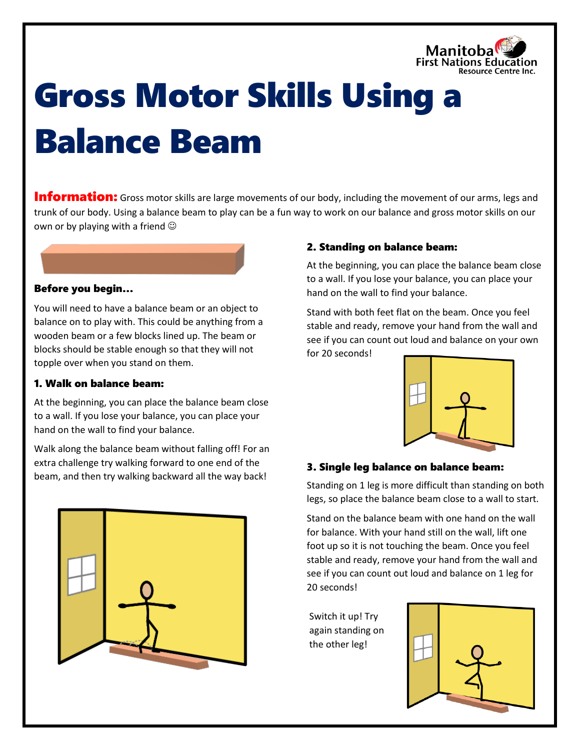Manitoba First Nations Education Resource Centre Inc.

# Gross Motor Skills Using a Balance Beam

**Information:** Gross motor skills are large movements of our body, including the movement of our arms, legs and trunk of our body. Using a balance beam to play can be a fun way to work on our balance and gross motor skills on our own or by playing with a friend ☺

### Before you begin…

You will need to have a balance beam or an object to balance on to play with. This could be anything from a wooden beam or a few blocks lined up. The beam or blocks should be stable enough so that they will not topple over when you stand on them.

### 1. Walk on balance beam:

At the beginning, you can place the balance beam close to a wall. If you lose your balance, you can place your hand on the wall to find your balance.

Walk along the balance beam without falling off! For an extra challenge try walking forward to one end of the beam, and then try walking backward all the way back!

### 2. Standing on balance beam:

At the beginning, you can place the balance beam close to a wall. If you lose your balance, you can place your hand on the wall to find your balance.

Stand with both feet flat on the beam. Once you feel stable and ready, remove your hand from the wall and see if you can count out loud and balance on your own for 20 seconds!

### 3. Single leg balance on balance beam:

Standing on 1 leg is more difficult than standing on both legs, so place the balance beam close to a wall to start.

Stand on the balance beam with one hand on the wall for balance. With your hand still on the wall, lift one foot up so it is not touching the beam. Once you feel stable and ready, remove your hand from the wall and see if you can count out loud and balance on 1 leg for 20 seconds!

Switch it up! Try again standing on the other leg!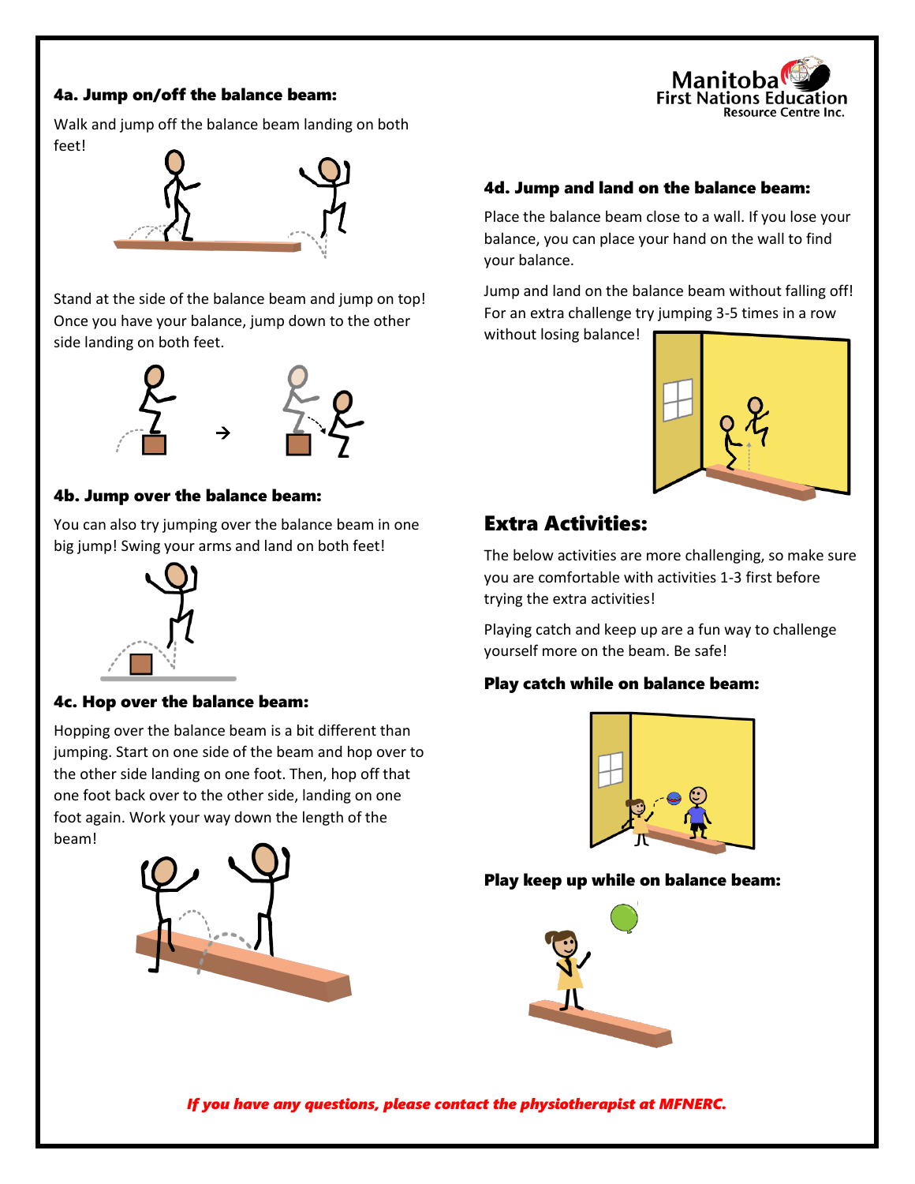### 4a. Jump on/off the balance beam:

Walk and jump off the balance beam landing on both feet!

Stand at the side of the balance beam and jump on top! Once you have your balance, jump down to the other side landing on both feet.

### 4b. Jump over the balance beam:

You can also try jumping over the balance beam in one big jump! Swing your arms and land on both feet!

### 4c. Hop over the balance beam:

Hopping over the balance beam is a bit different than jumping. Start on one side of the beam and hop over to the other side landing on one foot. Then, hop off that one foot back over to the other side, landing on one foot again. Work your way down the length of the beam!

### 4d. Jump and land on the balance beam:

Place the balance beam close to a wall. If you lose your balance, you can place your hand on the wall to find your balance.

Jump and land on the balance beam without falling off! For an extra challenge try jumping 3-5 times in a row without losing balance!

## Extra Activities:

The below activities are more challenging, so make sure you are comfortable with activities 1-3 first before trying the extra activities!

Playing catch and keep up are a fun way to challenge yourself more on the beam. Be safe!

### Play catch while on balance beam:

### Play keep up while on balance beam:

***If you have any questions, please contact the physiotherapist at MFNERC.***